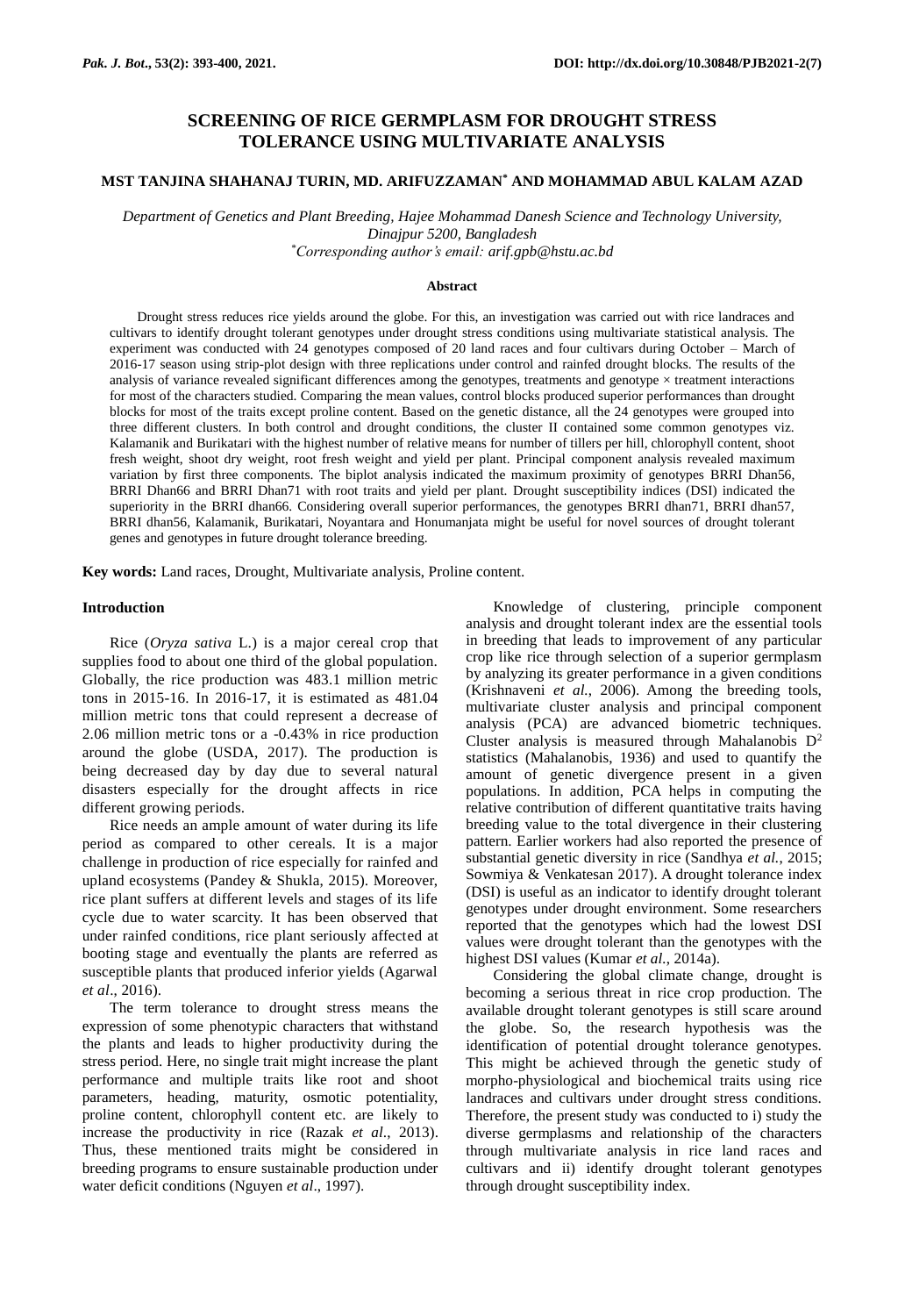# SCREENING OF RICE GERMPLASM FOR DROUGHT STRESS TOLERANCE USING MULTIVARIATE ANALYSIS

**MST TANJINA SHAHANAJ TURIN, MD. ARIFUZZAMAN[*] AND MOHAMMAD ABUL KALAM AZAD**

*Department of Genetics and Plant Breeding, Hajee Mohammad Danesh Science and Technology University, Dinajpur 5200, Bangladesh*

*[*]Corresponding author's email: arif.gpb@hstu.ac.bd*

## Abstract

Drought stress reduces rice yields around the globe. For this, an investigation was carried out with rice landraces and cultivars to identify drought tolerant genotypes under drought stress conditions using multivariate statistical analysis. The experiment was conducted with 24 genotypes composed of 20 land races and four cultivars during October – March of 2016-17 season using strip-plot design with three replications under control and rainfed drought blocks. The results of the analysis of variance revealed significant differences among the genotypes, treatments and genotype × treatment interactions for most of the characters studied. Comparing the mean values, control blocks produced superior performances than drought blocks for most of the traits except proline content. Based on the genetic distance, all the 24 genotypes were grouped into three different clusters. In both control and drought conditions, the cluster II contained some common genotypes viz. Kalamanik and Burikatari with the highest number of relative means for number of tillers per hill, chlorophyll content, shoot fresh weight, shoot dry weight, root fresh weight and yield per plant. Principal component analysis revealed maximum variation by first three components. The biplot analysis indicated the maximum proximity of genotypes BRRI Dhan56, BRRI Dhan66 and BRRI Dhan71 with root traits and yield per plant. Drought susceptibility indices (DSI) indicated the superiority in the BRRI dhan66. Considering overall superior performances, the genotypes BRRI dhan71, BRRI dhan57, BRRI dhan56, Kalamanik, Burikatari, Noyantara and Honumanjata might be useful for novel sources of drought tolerant genes and genotypes in future drought tolerance breeding.

**Key words:** Land races, Drought, Multivariate analysis, Proline content.

## Introduction

Rice (*Oryza sativa* L.) is a major cereal crop that supplies food to about one third of the global population. Globally, the rice production was 483.1 million metric tons in 2015-16. In 2016-17, it is estimated as 481.04 million metric tons that could represent a decrease of 2.06 million metric tons or a -0.43% in rice production around the globe (USDA, 2017). The production is being decreased day by day due to several natural disasters especially for the drought affects in rice different growing periods.

Rice needs an ample amount of water during its life period as compared to other cereals. It is a major challenge in production of rice especially for rainfed and upland ecosystems (Pandey & Shukla, 2015). Moreover, rice plant suffers at different levels and stages of its life cycle due to water scarcity. It has been observed that under rainfed conditions, rice plant seriously affected at booting stage and eventually the plants are referred as susceptible plants that produced inferior yields (Agarwal *et al*., 2016).

The term tolerance to drought stress means the expression of some phenotypic characters that withstand the plants and leads to higher productivity during the stress period. Here, no single trait might increase the plant performance and multiple traits like root and shoot parameters, heading, maturity, osmotic potentiality, proline content, chlorophyll content etc. are likely to increase the productivity in rice (Razak *et al*., 2013). Thus, these mentioned traits might be considered in breeding programs to ensure sustainable production under water deficit conditions (Nguyen *et al*., 1997).

Knowledge of clustering, principle component analysis and drought tolerant index are the essential tools in breeding that leads to improvement of any particular crop like rice through selection of a superior germplasm by analyzing its greater performance in a given conditions (Krishnaveni *et al.*, 2006). Among the breeding tools, multivariate cluster analysis and principal component analysis (PCA) are advanced biometric techniques. Cluster analysis is measured through Mahalanobis $D^2$ statistics (Mahalanobis, 1936) and used to quantify the amount of genetic divergence present in a given populations. In addition, PCA helps in computing the relative contribution of different quantitative traits having breeding value to the total divergence in their clustering pattern. Earlier workers had also reported the presence of substantial genetic diversity in rice (Sandhya *et al.*, 2015; Sowmiya & Venkatesan 2017). A drought tolerance index (DSI) is useful as an indicator to identify drought tolerant genotypes under drought environment. Some researchers reported that the genotypes which had the lowest DSI values were drought tolerant than the genotypes with the highest DSI values (Kumar *et al.*, 2014a).

Considering the global climate change, drought is becoming a serious threat in rice crop production. The available drought tolerant genotypes is still scare around the globe. So, the research hypothesis was the identification of potential drought tolerance genotypes. This might be achieved through the genetic study of morpho-physiological and biochemical traits using rice landraces and cultivars under drought stress conditions. Therefore, the present study was conducted to i) study the diverse germplasms and relationship of the characters through multivariate analysis in rice land races and cultivars and ii) identify drought tolerant genotypes through drought susceptibility index.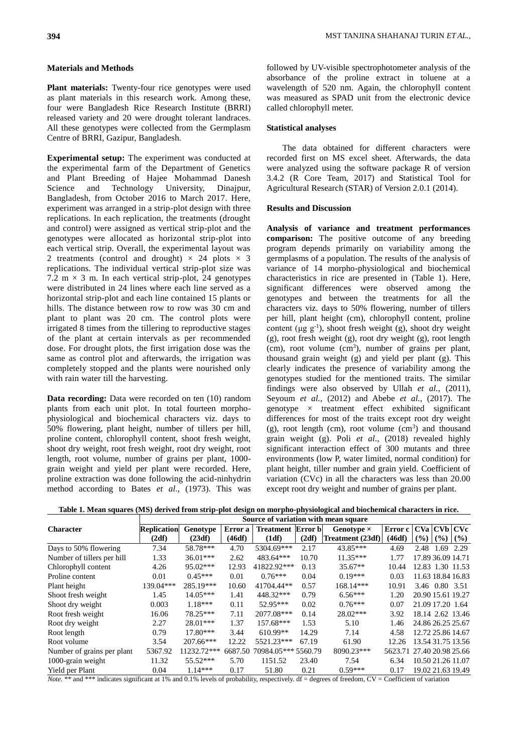## Materials and Methods

**Plant materials:** Twenty-four rice genotypes were used as plant materials in this research work. Among these, four were Bangladesh Rice Research Institute (BRRI) released variety and 20 were drought tolerant landraces. All these genotypes were collected from the Germplasm Centre of BRRI, Gazipur, Bangladesh.

**Experimental setup:** The experiment was conducted at the experimental farm of the Department of Genetics and Plant Breeding of Hajee Mohammad Danesh Science and Technology University, Dinajpur, Bangladesh, from October 2016 to March 2017. Here, experiment was arranged in a strip-plot design with three replications. In each replication, the treatments (drought and control) were assigned as vertical strip-plot and the genotypes were allocated as horizontal strip-plot into each vertical strip. Overall, the experimental layout was 2 treatments (control and drought) × 24 plots × 3 replications. The individual vertical strip-plot size was 7.2 m × 3 m. In each vertical strip-plot, 24 genotypes were distributed in 24 lines where each line served as a horizontal strip-plot and each line contained 15 plants or hills. The distance between row to row was 30 cm and plant to plant was 20 cm. The control plots were irrigated 8 times from the tillering to reproductive stages of the plant at certain intervals as per recommended dose. For drought plots, the first irrigation dose was the same as control plot and afterwards, the irrigation was completely stopped and the plants were nourished only with rain water till the harvesting.

**Data recording:** Data were recorded on ten (10) random plants from each unit plot. In total fourteen morpho-physiological and biochemical characters viz. days to 50% flowering, plant height, number of tillers per hill, proline content, chlorophyll content, shoot fresh weight, shoot dry weight, root fresh weight, root dry weight, root length, root volume, number of grains per plant, 1000-grain weight and yield per plant were recorded. Here, proline extraction was done following the acid-ninhydrin method according to Bates *et al*., (1973). This was followed by UV-visible spectrophotometer analysis of the absorbance of the proline extract in toluene at a wavelength of 520 nm. Again, the chlorophyll content was measured as SPAD unit from the electronic device called chlorophyll meter.

### Statistical analyses

The data obtained for different characters were recorded first on MS excel sheet. Afterwards, the data were analyzed using the software package R of version 3.4.2 (R Core Team, 2017) and Statistical Tool for Agricultural Research (STAR) of Version 2.0.1 (2014).

## Results and Discussion

**Analysis of variance and treatment performances comparison:** The positive outcome of any breeding program depends primarily on variability among the germplasms of a population. The results of the analysis of variance of 14 morpho-physiological and biochemical characteristics in rice are presented in (Table 1). Here, significant differences were observed among the genotypes and between the treatments for all the characters viz. days to 50% flowering, number of tillers per hill, plant height (cm), chlorophyll content, proline content (μg $g^{-1}$), shoot fresh weight (g), shoot dry weight (g), root fresh weight (g), root dry weight (g), root length (cm), root volume ($cm^3$), number of grains per plant, thousand grain weight (g) and yield per plant (g). This clearly indicates the presence of variability among the genotypes studied for the mentioned traits. The similar findings were also observed by Ullah *et al.*, (2011), Seyoum *et al.*, (2012) and Abebe *et al.*, (2017). The genotype × treatment effect exhibited significant differences for most of the traits except root dry weight (g), root length (cm), root volume ($cm^3$) and thousand grain weight (g). Poli *et al*., (2018) revealed highly significant interaction effect of 300 mutants and three environments (low P, water limited, normal condition) for plant height, tiller number and grain yield. Coefficient of variation (CVc) in all the characters was less than 20.00 except root dry weight and number of grains per plant.

**Table 1. Mean squares (MS) derived from strip-plot design on morpho-physiological and biochemical characters in rice.**

| Character | Source of variation with mean square | | | | | | | | | |
|---|---|---|---|---|---|---|---|---|---|---|
| | Replication (2df) | Genotype (23df) | Error a (46df) | Treatment (1df) | Error b (2df) | Genotype × Treatment (23df) | Error c (46df) | CVa (%) | CVb (%) | CVc (%) |
| Days to 50% flowering | 7.34 | 58.78*** | 4.70 | 5304.69*** | 2.17 | 43.85*** | 4.69 | 2.48 | 1.69 | 2.29 |
| Number of tillers per hill | 1.33 | 36.01*** | 2.62 | 483.64*** | 10.70 | 11.35*** | 1.77 | 17.89 | 36.09 | 14.71 |
| Chlorophyll content | 4.26 | 95.02*** | 12.93 | 41822.92*** | 0.13 | 35.67** | 10.44 | 12.83 | 1.30 | 11.53 |
| Proline content | 0.01 | 0.45*** | 0.01 | 0.76*** | 0.04 | 0.19*** | 0.03 | 11.63 | 18.84 | 16.83 |
| Plant height | 139.04*** | 285.19*** | 10.60 | 41704.44** | 0.57 | 168.14*** | 10.91 | 3.46 | 0.80 | 3.51 |
| Shoot fresh weight | 1.45 | 14.05*** | 1.41 | 448.32*** | 0.79 | 6.56*** | 1.20 | 20.90 | 15.61 | 19.27 |
| Shoot dry weight | 0.003 | 1.18*** | 0.11 | 52.95*** | 0.02 | 0.76*** | 0.07 | 21.09 | 17.20 | 1.64 |
| Root fresh weight | 16.06 | 78.25*** | 7.11 | 2077.08*** | 0.14 | 28.02*** | 3.92 | 18.14 | 2.62 | 13.46 |
| Root dry weight | 2.27 | 28.01*** | 1.37 | 157.68*** | 1.53 | 5.10 | 1.46 | 24.86 | 26.25 | 25.67 |
| Root length | 0.79 | 17.80*** | 3.44 | 610.99** | 14.29 | 7.14 | 4.58 | 12.72 | 25.86 | 14.67 |
| Root volume | 3.54 | 207.66*** | 12.22 | 5521.23*** | 67.19 | 61.90 | 12.26 | 13.54 | 31.75 | 13.56 |
| Number of grains per plant | 5367.92 | 11232.72*** | 6687.50 | 70984.05*** | 5560.79 | 8090.23*** | 5623.71 | 27.40 | 20.98 | 25.66 |
| 1000-grain weight | 11.32 | 55.52*** | 5.70 | 1151.52 | 23.40 | 7.54 | 6.34 | 10.50 | 21.26 | 11.07 |
| Yield per Plant | 0.04 | 1.14*** | 0.17 | 51.80 | 0.21 | 0.59*** | 0.17 | 19.02 | 21.63 | 19.49 |

*Note.* ** and *** indicates significant at 1% and 0.1% levels of probability, respectively. df = degrees of freedom, CV = Coefficient of variation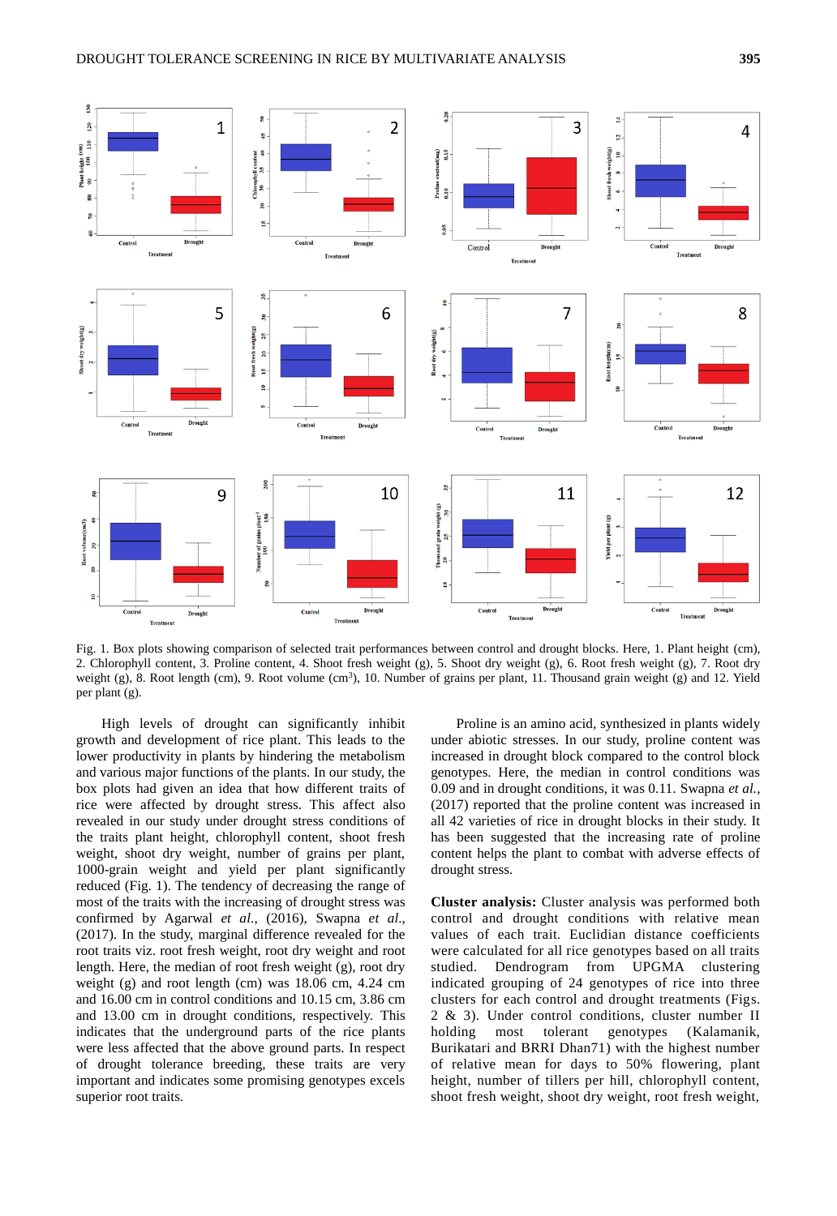Fig. 1. Box plots showing comparison of selected trait performances between control and drought blocks. Here, 1. Plant height (cm), 2. Chlorophyll content, 3. Proline content, 4. Shoot fresh weight (g), 5. Shoot dry weight (g), 6. Root fresh weight (g), 7. Root dry weight (g), 8. Root length (cm), 9. Root volume (cm$^3$), 10. Number of grains per plant, 11. Thousand grain weight (g) and 12. Yield per plant (g).

High levels of drought can significantly inhibit growth and development of rice plant. This leads to the lower productivity in plants by hindering the metabolism and various major functions of the plants. In our study, the box plots had given an idea that how different traits of rice were affected by drought stress. This affect also revealed in our study under drought stress conditions of the traits plant height, chlorophyll content, shoot fresh weight, shoot dry weight, number of grains per plant, 1000-grain weight and yield per plant significantly reduced (Fig. 1). The tendency of decreasing the range of most of the traits with the increasing of drought stress was confirmed by Agarwal *et al*., (2016), Swapna *et al*., (2017). In the study, marginal difference revealed for the root traits viz. root fresh weight, root dry weight and root length. Here, the median of root fresh weight (g), root dry weight (g) and root length (cm) was 18.06 cm, 4.24 cm and 16.00 cm in control conditions and 10.15 cm, 3.86 cm and 13.00 cm in drought conditions, respectively. This indicates that the underground parts of the rice plants were less affected that the above ground parts. In respect of drought tolerance breeding, these traits are very important and indicates some promising genotypes excels superior root traits.

Proline is an amino acid, synthesized in plants widely under abiotic stresses. In our study, proline content was increased in drought block compared to the control block genotypes. Here, the median in control conditions was 0.09 and in drought conditions, it was 0.11. Swapna *et al.*, (2017) reported that the proline content was increased in all 42 varieties of rice in drought blocks in their study. It has been suggested that the increasing rate of proline content helps the plant to combat with adverse effects of drought stress.

**Cluster analysis:** Cluster analysis was performed both control and drought conditions with relative mean values of each trait. Euclidian distance coefficients were calculated for all rice genotypes based on all traits studied. Dendrogram from UPGMA clustering indicated grouping of 24 genotypes of rice into three clusters for each control and drought treatments (Figs. 2 & 3). Under control conditions, cluster number II holding most tolerant genotypes (Kalamanik, Burikatari and BRRI Dhan71) with the highest number of relative mean for days to 50% flowering, plant height, number of tillers per hill, chlorophyll content, shoot fresh weight, shoot dry weight, root fresh weight,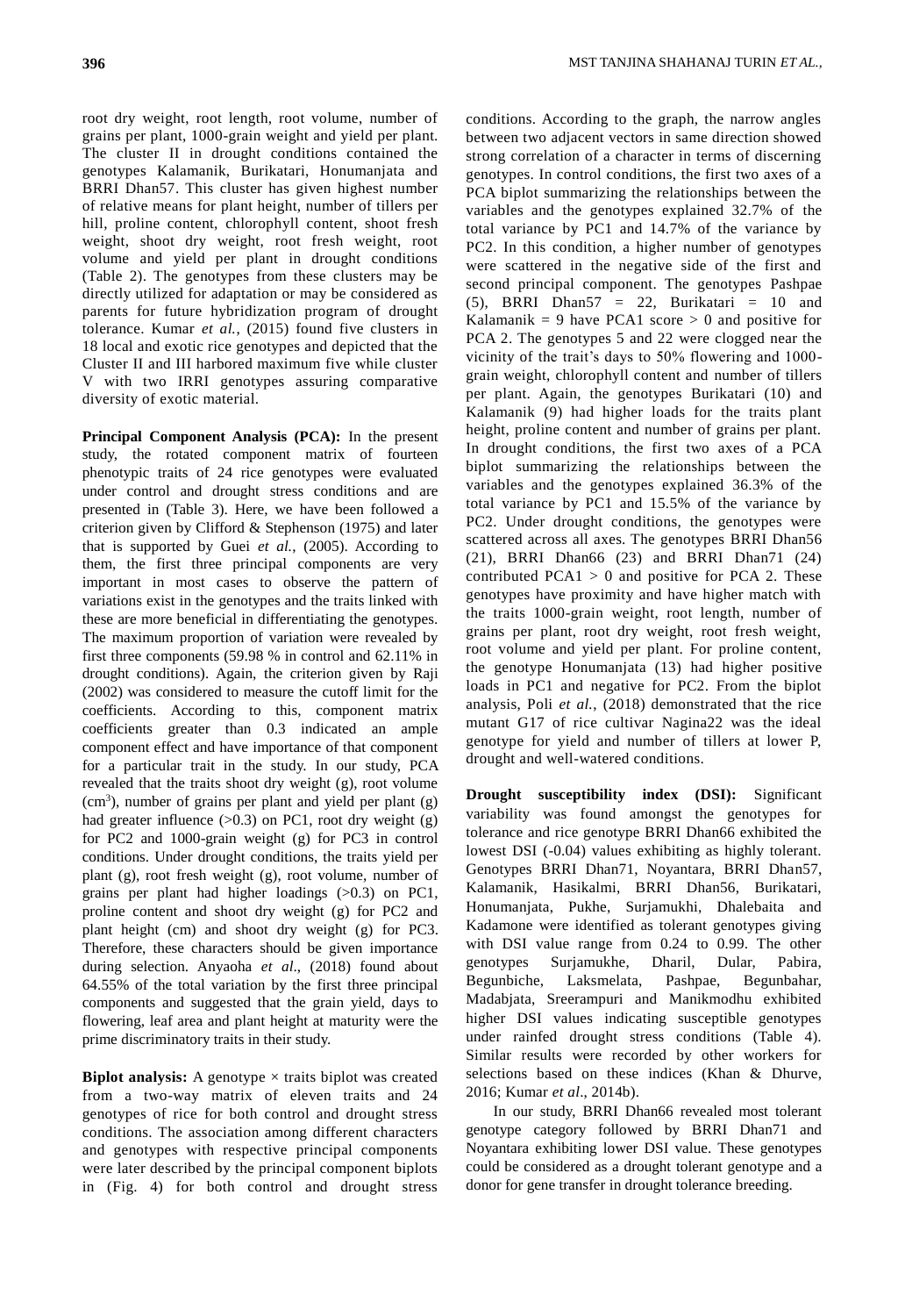root dry weight, root length, root volume, number of grains per plant, 1000-grain weight and yield per plant. The cluster II in drought conditions contained the genotypes Kalamanik, Burikatari, Honumanjata and BRRI Dhan57. This cluster has given highest number of relative means for plant height, number of tillers per hill, proline content, chlorophyll content, shoot fresh weight, shoot dry weight, root fresh weight, root volume and yield per plant in drought conditions (Table 2). The genotypes from these clusters may be directly utilized for adaptation or may be considered as parents for future hybridization program of drought tolerance. Kumar *et al.*, (2015) found five clusters in 18 local and exotic rice genotypes and depicted that the Cluster II and III harbored maximum five while cluster V with two IRRI genotypes assuring comparative diversity of exotic material.

**Principal Component Analysis (PCA):** In the present study, the rotated component matrix of fourteen phenotypic traits of 24 rice genotypes were evaluated under control and drought stress conditions and are presented in (Table 3). Here, we have been followed a criterion given by Clifford & Stephenson (1975) and later that is supported by Guei *et al.*, (2005). According to them, the first three principal components are very important in most cases to observe the pattern of variations exist in the genotypes and the traits linked with these are more beneficial in differentiating the genotypes. The maximum proportion of variation were revealed by first three components (59.98 % in control and 62.11% in drought conditions). Again, the criterion given by Raji (2002) was considered to measure the cutoff limit for the coefficients. According to this, component matrix coefficients greater than 0.3 indicated an ample component effect and have importance of that component for a particular trait in the study. In our study, PCA revealed that the traits shoot dry weight (g), root volume ($cm^3$), number of grains per plant and yield per plant (g) had greater influence (>0.3) on PC1, root dry weight (g) for PC2 and 1000-grain weight (g) for PC3 in control conditions. Under drought conditions, the traits yield per plant (g), root fresh weight (g), root volume, number of grains per plant had higher loadings (>0.3) on PC1, proline content and shoot dry weight (g) for PC2 and plant height (cm) and shoot dry weight (g) for PC3. Therefore, these characters should be given importance during selection. Anyaoha *et al*., (2018) found about 64.55% of the total variation by the first three principal components and suggested that the grain yield, days to flowering, leaf area and plant height at maturity were the prime discriminatory traits in their study.

**Biplot analysis:** A genotype × traits biplot was created from a two-way matrix of eleven traits and 24 genotypes of rice for both control and drought stress conditions. The association among different characters and genotypes with respective principal components were later described by the principal component biplots in (Fig. 4) for both control and drought stress conditions. According to the graph, the narrow angles between two adjacent vectors in same direction showed strong correlation of a character in terms of discerning genotypes. In control conditions, the first two axes of a PCA biplot summarizing the relationships between the variables and the genotypes explained 32.7% of the total variance by PC1 and 14.7% of the variance by PC2. In this condition, a higher number of genotypes were scattered in the negative side of the first and second principal component. The genotypes Pashpae (5), BRRI Dhan57 = 22, Burikatari = 10 and Kalamanik = 9 have PCA1 score > 0 and positive for PCA 2. The genotypes 5 and 22 were clogged near the vicinity of the trait's days to 50% flowering and 1000-grain weight, chlorophyll content and number of tillers per plant. Again, the genotypes Burikatari (10) and Kalamanik (9) had higher loads for the traits plant height, proline content and number of grains per plant. In drought conditions, the first two axes of a PCA biplot summarizing the relationships between the variables and the genotypes explained 36.3% of the total variance by PC1 and 15.5% of the variance by PC2. Under drought conditions, the genotypes were scattered across all axes. The genotypes BRRI Dhan56 (21), BRRI Dhan66 (23) and BRRI Dhan71 (24) contributed PCA1 > 0 and positive for PCA 2. These genotypes have proximity and have higher match with the traits 1000-grain weight, root length, number of grains per plant, root dry weight, root fresh weight, root volume and yield per plant. For proline content, the genotype Honumanjata (13) had higher positive loads in PC1 and negative for PC2. From the biplot analysis, Poli *et al.*, (2018) demonstrated that the rice mutant G17 of rice cultivar Nagina22 was the ideal genotype for yield and number of tillers at lower P, drought and well-watered conditions.

**Drought susceptibility index (DSI):** Significant variability was found amongst the genotypes for tolerance and rice genotype BRRI Dhan66 exhibited the lowest DSI (-0.04) values exhibiting as highly tolerant. Genotypes BRRI Dhan71, Noyantara, BRRI Dhan57, Kalamanik, Hasikalmi, BRRI Dhan56, Burikatari, Honumanjata, Pukhe, Surjamukhi, Dhalebaita and Kadamone were identified as tolerant genotypes giving with DSI value range from 0.24 to 0.99. The other genotypes Surjamukhe, Dharil, Dular, Pabira, Begunbiche, Laksmelata, Pashpae, Begunbahar, Madabjata, Sreerampuri and Manikmodhu exhibited higher DSI values indicating susceptible genotypes under rainfed drought stress conditions (Table 4). Similar results were recorded by other workers for selections based on these indices (Khan & Dhurve, 2016; Kumar *et al*., 2014b).

In our study, BRRI Dhan66 revealed most tolerant genotype category followed by BRRI Dhan71 and Noyantara exhibiting lower DSI value. These genotypes could be considered as a drought tolerant genotype and a donor for gene transfer in drought tolerance breeding.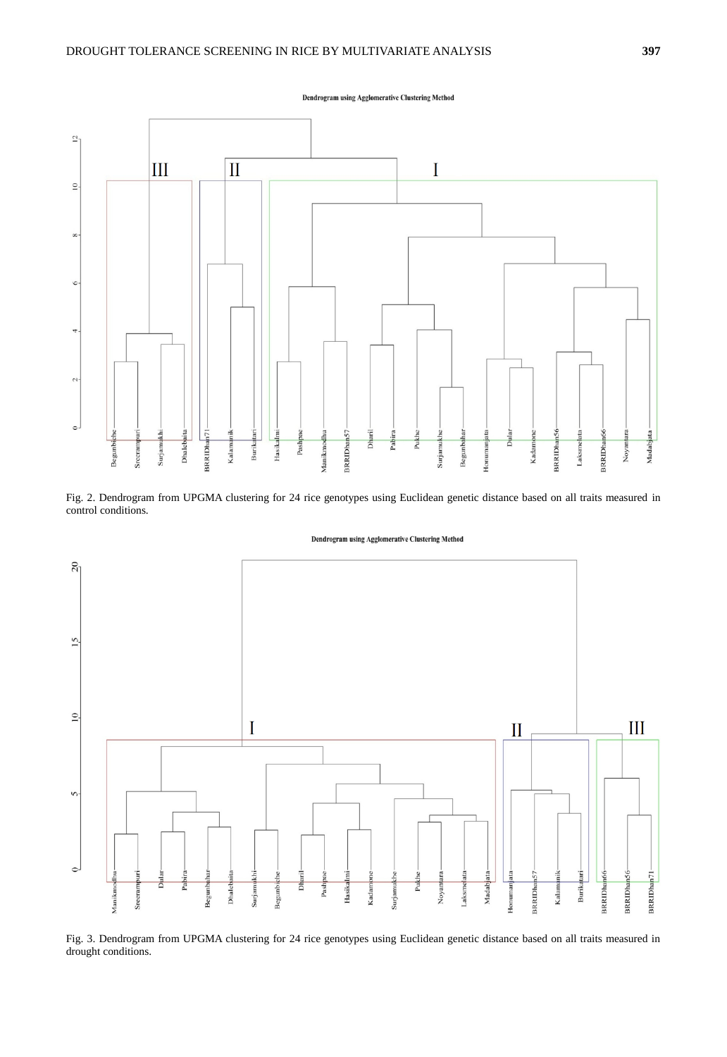Fig. 2. Dendrogram from UPGMA clustering for 24 rice genotypes using Euclidean genetic distance based on all traits measured in control conditions.

Fig. 3. Dendrogram from UPGMA clustering for 24 rice genotypes using Euclidean genetic distance based on all traits measured in drought conditions.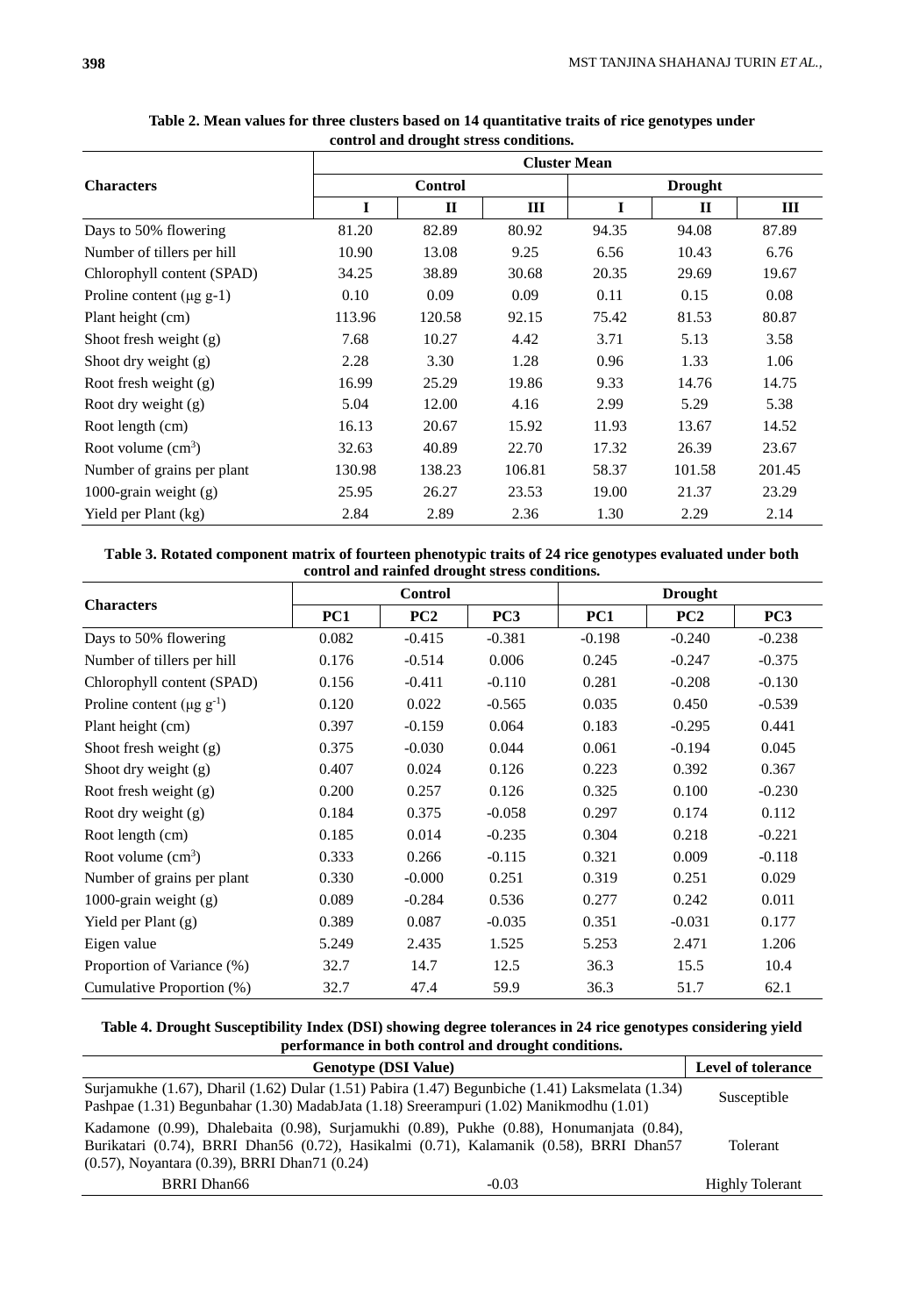**Table 2. Mean values for three clusters based on 14 quantitative traits of rice genotypes under control and drought stress conditions.**

| Characters | Cluster Mean | | | | | |
|---|---|---|---|---|---|---|
| | Control | | | Drought | | |
| | I | II | III | I | II | III |
| Days to 50% flowering | 81.20 | 82.89 | 80.92 | 94.35 | 94.08 | 87.89 |
| Number of tillers per hill | 10.90 | 13.08 | 9.25 | 6.56 | 10.43 | 6.76 |
| Chlorophyll content (SPAD) | 34.25 | 38.89 | 30.68 | 20.35 | 29.69 | 19.67 |
| Proline content (μg g-1) | 0.10 | 0.09 | 0.09 | 0.11 | 0.15 | 0.08 |
| Plant height (cm) | 113.96 | 120.58 | 92.15 | 75.42 | 81.53 | 80.87 |
| Shoot fresh weight (g) | 7.68 | 10.27 | 4.42 | 3.71 | 5.13 | 3.58 |
| Shoot dry weight (g) | 2.28 | 3.30 | 1.28 | 0.96 | 1.33 | 1.06 |
| Root fresh weight (g) | 16.99 | 25.29 | 19.86 | 9.33 | 14.76 | 14.75 |
| Root dry weight (g) | 5.04 | 12.00 | 4.16 | 2.99 | 5.29 | 5.38 |
| Root length (cm) | 16.13 | 20.67 | 15.92 | 11.93 | 13.67 | 14.52 |
| Root volume ($cm^3$) | 32.63 | 40.89 | 22.70 | 17.32 | 26.39 | 23.67 |
| Number of grains per plant | 130.98 | 138.23 | 106.81 | 58.37 | 101.58 | 201.45 |
| 1000-grain weight (g) | 25.95 | 26.27 | 23.53 | 19.00 | 21.37 | 23.29 |
| Yield per Plant (kg) | 2.84 | 2.89 | 2.36 | 1.30 | 2.29 | 2.14 |

**Table 3. Rotated component matrix of fourteen phenotypic traits of 24 rice genotypes evaluated under both control and rainfed drought stress conditions.**

| Characters | Control | | | Drought | | |
|---|---|---|---|---|---|---|
| | PC1 | PC2 | PC3 | PC1 | PC2 | PC3 |
| Days to 50% flowering | 0.082 | -0.415 | -0.381 | -0.198 | -0.240 | -0.238 |
| Number of tillers per hill | 0.176 | -0.514 | 0.006 | 0.245 | -0.247 | -0.375 |
| Chlorophyll content (SPAD) | 0.156 | -0.411 | -0.110 | 0.281 | -0.208 | -0.130 |
| Proline content (μg $g^{-1}$) | 0.120 | 0.022 | -0.565 | 0.035 | 0.450 | -0.539 |
| Plant height (cm) | 0.397 | -0.159 | 0.064 | 0.183 | -0.295 | 0.441 |
| Shoot fresh weight (g) | 0.375 | -0.030 | 0.044 | 0.061 | -0.194 | 0.045 |
| Shoot dry weight (g) | 0.407 | 0.024 | 0.126 | 0.223 | 0.392 | 0.367 |
| Root fresh weight (g) | 0.200 | 0.257 | 0.126 | 0.325 | 0.100 | -0.230 |
| Root dry weight (g) | 0.184 | 0.375 | -0.058 | 0.297 | 0.174 | 0.112 |
| Root length (cm) | 0.185 | 0.014 | -0.235 | 0.304 | 0.218 | -0.221 |
| Root volume ($cm^3$) | 0.333 | 0.266 | -0.115 | 0.321 | 0.009 | -0.118 |
| Number of grains per plant | 0.330 | -0.000 | 0.251 | 0.319 | 0.251 | 0.029 |
| 1000-grain weight (g) | 0.089 | -0.284 | 0.536 | 0.277 | 0.242 | 0.011 |
| Yield per Plant (g) | 0.389 | 0.087 | -0.035 | 0.351 | -0.031 | 0.177 |
| Eigen value | 5.249 | 2.435 | 1.525 | 5.253 | 2.471 | 1.206 |
| Proportion of Variance (%) | 32.7 | 14.7 | 12.5 | 36.3 | 15.5 | 10.4 |
| Cumulative Proportion (%) | 32.7 | 47.4 | 59.9 | 36.3 | 51.7 | 62.1 |

**Table 4. Drought Susceptibility Index (DSI) showing degree tolerances in 24 rice genotypes considering yield performance in both control and drought conditions.**

| Genotype (DSI Value) | Level of tolerance |
|---|---|
| Surjamukhe (1.67), Dharil (1.62) Dular (1.51) Pabira (1.47) Begunbiche (1.41) Laksmelata (1.34) Pashpae (1.31) Begunbahar (1.30) MadabJata (1.18) Sreerampuri (1.02) Manikmodhu (1.01) | Susceptible |
| Kadamone (0.99), Dhalebaita (0.98), Surjamukhi (0.89), Pukhe (0.88), Honumanjata (0.84), Burikatari (0.74), BRRI Dhan56 (0.72), Hasikalmi (0.71), Kalamanik (0.58), BRRI Dhan57 (0.57), Noyantara (0.39), BRRI Dhan71 (0.24) | Tolerant |
| BRRI Dhan66 -0.03 | Highly Tolerant |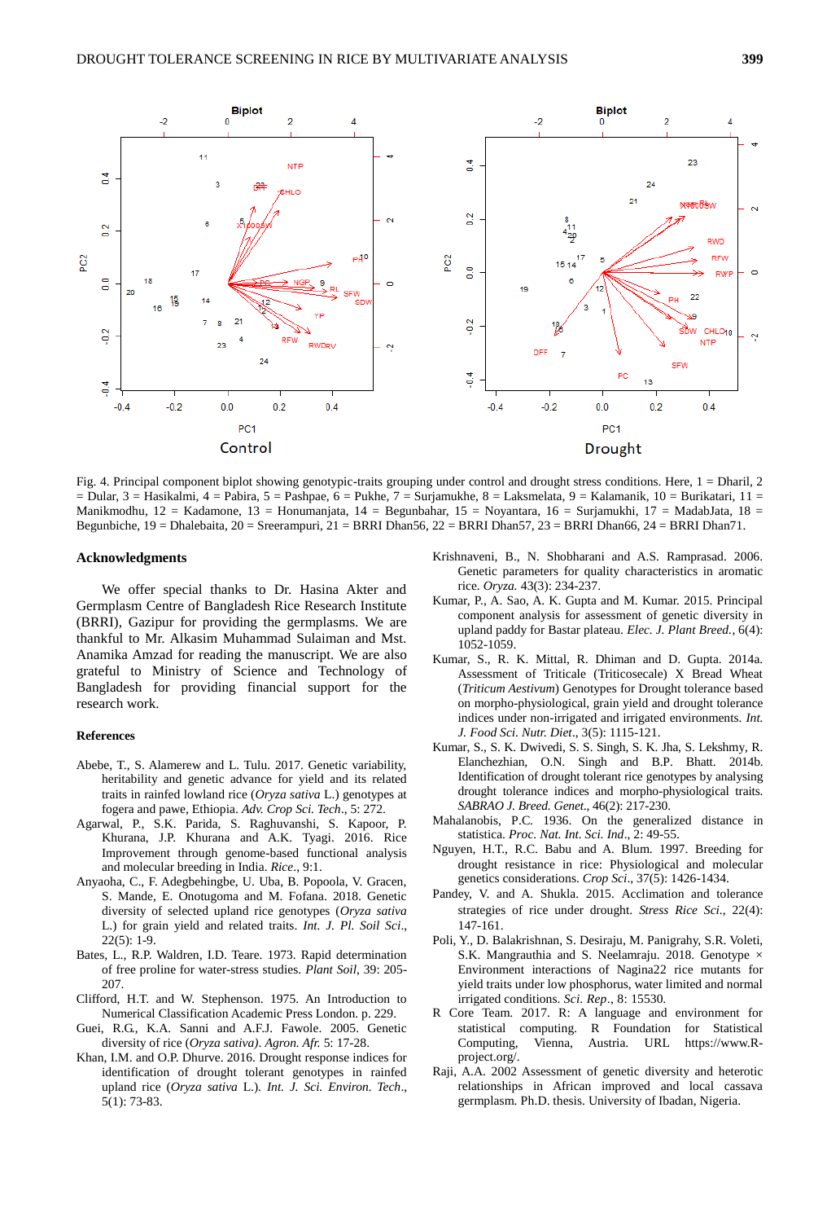Fig. 4. Principal component biplot showing genotypic-traits grouping under control and drought stress conditions. Here, 1 = Dharil, 2 = Dular, 3 = Hasikalmi, 4 = Pabira, 5 = Pashpae, 6 = Pukhe, 7 = Surjamukhe, 8 = Laksmelata, 9 = Kalamanik, 10 = Burikatari, 11 = Manikmodhu, 12 = Kadamone, 13 = Honumanjata, 14 = Begunbahar, 15 = Noyantara, 16 = Surjamukhi, 17 = MadabJata, 18 = Begunbiche, 19 = Dhalebaita, 20 = Sreerampuri, 21 = BRRI Dhan56, 22 = BRRI Dhan57, 23 = BRRI Dhan66, 24 = BRRI Dhan71.

## Acknowledgments

We offer special thanks to Dr. Hasina Akter and Germplasm Centre of Bangladesh Rice Research Institute (BRRI), Gazipur for providing the germplasms. We are thankful to Mr. Alkasim Muhammad Sulaiman and Mst. Anamika Amzad for reading the manuscript. We are also grateful to Ministry of Science and Technology of Bangladesh for providing financial support for the research work.

## References

Abebe, T., S. Alamerew and L. Tulu. 2017. Genetic variability, heritability and genetic advance for yield and its related traits in rainfed lowland rice (*Oryza sativa* L.) genotypes at fogera and pawe, Ethiopia. *Adv. Crop Sci. Tech*., 5: 272.

Agarwal, P., S.K. Parida, S. Raghuvanshi, S. Kapoor, P. Khurana, J.P. Khurana and A.K. Tyagi. 2016. Rice Improvement through genome-based functional analysis and molecular breeding in India. *Rice*., 9:1.

Anyaoha, C., F. Adegbehingbe, U. Uba, B. Popoola, V. Gracen, S. Mande, E. Onotugoma and M. Fofana. 2018. Genetic diversity of selected upland rice genotypes (*Oryza sativa* L.) for grain yield and related traits. *Int. J. Pl. Soil Sci*., 22(5): 1-9.

Bates, L., R.P. Waldren, I.D. Teare. 1973. Rapid determination of free proline for water-stress studies. *Plant Soil*, 39: 205-207.

Clifford, H.T. and W. Stephenson. 1975. An Introduction to Numerical Classification Academic Press London. p. 229.

Guei, R.G., K.A. Sanni and A.F.J. Fawole. 2005. Genetic diversity of rice (*Oryza sativa*). *Agron. Afr.* 5: 17-28.

Khan, I.M. and O.P. Dhurve. 2016. Drought response indices for identification of drought tolerant genotypes in rainfed upland rice (*Oryza sativa* L.). *Int. J. Sci. Environ. Tech*., 5(1): 73-83.

Krishnaveni, B., N. Shobharani and A.S. Ramprasad. 2006. Genetic parameters for quality characteristics in aromatic rice. *Oryza.* 43(3): 234-237.

Kumar, P., A. Sao, A. K. Gupta and M. Kumar. 2015. Principal component analysis for assessment of genetic diversity in upland paddy for Bastar plateau. *Elec. J. Plant Breed.*, 6(4): 1052-1059.

Kumar, S., R. K. Mittal, R. Dhiman and D. Gupta. 2014a. Assessment of Triticale (Triticosecale) X Bread Wheat (*Triticum Aestivum*) Genotypes for Drought tolerance based on morpho-physiological, grain yield and drought tolerance indices under non-irrigated and irrigated environments. *Int. J. Food Sci. Nutr. Diet*., 3(5): 1115-121.

Kumar, S., S. K. Dwivedi, S. S. Singh, S. K. Jha, S. Lekshmy, R. Elanchezhian, O.N. Singh and B.P. Bhatt. 2014b. Identification of drought tolerant rice genotypes by analysing drought tolerance indices and morpho-physiological traits. *SABRAO J. Breed. Genet*., 46(2): 217-230.

Mahalanobis, P.C. 1936. On the generalized distance in statistica. *Proc. Nat. Int. Sci. Ind*., 2: 49-55.

Nguyen, H.T., R.C. Babu and A. Blum. 1997. Breeding for drought resistance in rice: Physiological and molecular genetics considerations. *Crop Sci*., 37(5): 1426-1434.

Pandey, V. and A. Shukla. 2015. Acclimation and tolerance strategies of rice under drought. *Stress Rice Sci.*, 22(4): 147-161.

Poli, Y., D. Balakrishnan, S. Desiraju, M. Panigrahy, S.R. Voleti, S.K. Mangrauthia and S. Neelamraju. 2018. Genotype × Environment interactions of Nagina22 rice mutants for yield traits under low phosphorus, water limited and normal irrigated conditions. *Sci. Rep*., 8: 15530.

R Core Team. 2017. R: A language and environment for statistical computing. R Foundation for Statistical Computing, Vienna, Austria. URL https://www.R-project.org/.

Raji, A.A. 2002 Assessment of genetic diversity and heterotic relationships in African improved and local cassava germplasm. Ph.D. thesis. University of Ibadan, Nigeria.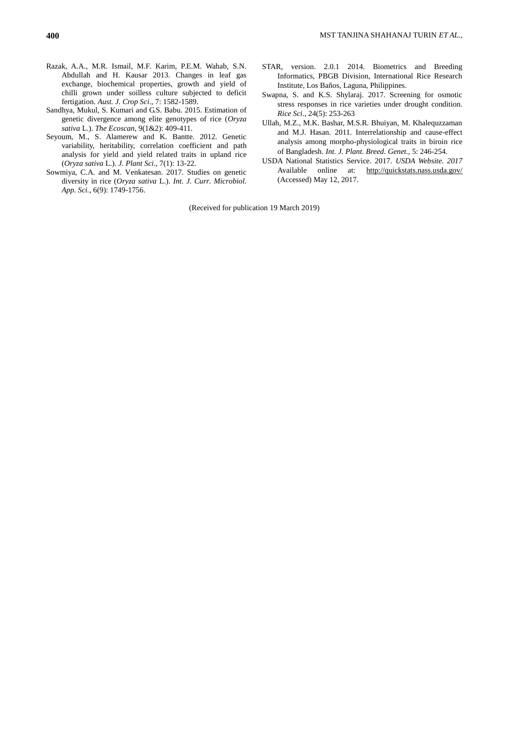Razak, A.A., M.R. Ismail, M.F. Karim, P.E.M. Wahab, S.N. Abdullah and H. Kausar 2013. Changes in leaf gas exchange, biochemical properties, growth and yield of chilli grown under soilless culture subjected to deficit fertigation. *Aust. J. Crop Sci*., 7: 1582-1589.

Sandhya, Mukul, S. Kumari and G.S. Babu. 2015. Estimation of genetic divergence among elite genotypes of rice (*Oryza sativa* L.). *The Ecoscan*, 9(1&2): 409-411.

Seyoum, M., S. Alamerew and K. Bantte. 2012. Genetic variability, heritability, correlation coefficient and path analysis for yield and yield related traits in upland rice (*Oryza sativa* L.). *J. Plant Sci*., 7(1): 13-22.

Sowmiya, C.A. and M. Venkatesan. 2017. Studies on genetic diversity in rice (*Oryza sativa* L.). *Int. J. Curr. Microbiol. App. Sci.*, 6(9): 1749-1756.

STAR, version. 2.0.1 2014. Biometrics and Breeding Informatics, PBGB Division, International Rice Research Institute, Los Baños, Laguna, Philippines.

Swapna, S. and K.S. Shylaraj. 2017. Screening for osmotic stress responses in rice varieties under drought condition. *Rice Sci*., 24(5): 253-263

Ullah, M.Z., M.K. Bashar, M.S.R. Bhuiyan, M. Khalequzzaman and M.J. Hasan. 2011. Interrelationship and cause-effect analysis among morpho-physiological traits in biroin rice of Bangladesh. *Int. J. Plant. Breed. Genet.*, 5: 246-254.

USDA National Statistics Service. 2017. *USDA Website. 2017* Available online at: http://quickstats.nass.usda.gov/ (Accessed) May 12, 2017.

(Received for publication 19 March 2019)